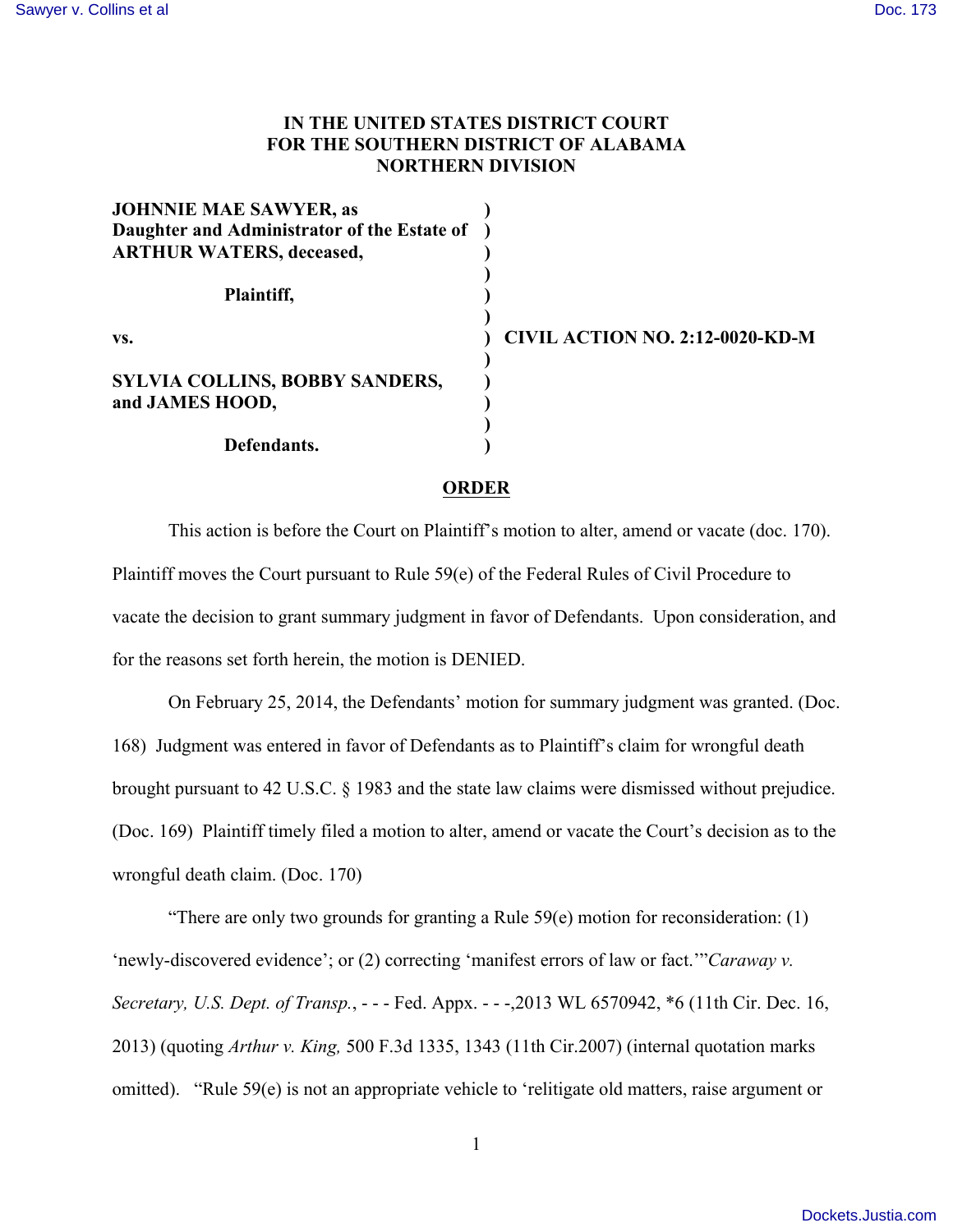**IN THE UNITED STATES DISTRICT COURT**
**FOR THE SOUTHERN DISTRICT OF ALABAMA**
**NORTHERN DIVISION**

| | | |
|---|---|---|
| **JOHNNIE MAE SAWYER, as Daughter and Administrator of the Estate of ARTHUR WATERS, deceased,** | ) | |
| **Plaintiff,** | ) | |
| **vs.** | ) | **CIVIL ACTION NO. 2:12-0020-KD-M** |
| **SYLVIA COLLINS, BOBBY SANDERS, and JAMES HOOD,** | ) | |
| **Defendants.** | ) | |

**ORDER**

This action is before the Court on Plaintiff's motion to alter, amend or vacate (doc. 170). Plaintiff moves the Court pursuant to Rule 59(e) of the Federal Rules of Civil Procedure to vacate the decision to grant summary judgment in favor of Defendants. Upon consideration, and for the reasons set forth herein, the motion is DENIED.

On February 25, 2014, the Defendants' motion for summary judgment was granted. (Doc. 168) Judgment was entered in favor of Defendants as to Plaintiff's claim for wrongful death brought pursuant to 42 U.S.C. § 1983 and the state law claims were dismissed without prejudice. (Doc. 169) Plaintiff timely filed a motion to alter, amend or vacate the Court's decision as to the wrongful death claim. (Doc. 170)

"There are only two grounds for granting a Rule 59(e) motion for reconsideration: (1) 'newly-discovered evidence'; or (2) correcting 'manifest errors of law or fact.'"*Caraway v. Secretary, U.S. Dept. of Transp.*, - - - Fed. Appx. - - -,2013 WL 6570942, *6 (11th Cir. Dec. 16, 2013) (quoting *Arthur v. King,* 500 F.3d 1335, 1343 (11th Cir.2007) (internal quotation marks omitted). "Rule 59(e) is not an appropriate vehicle to 'relitigate old matters, raise argument or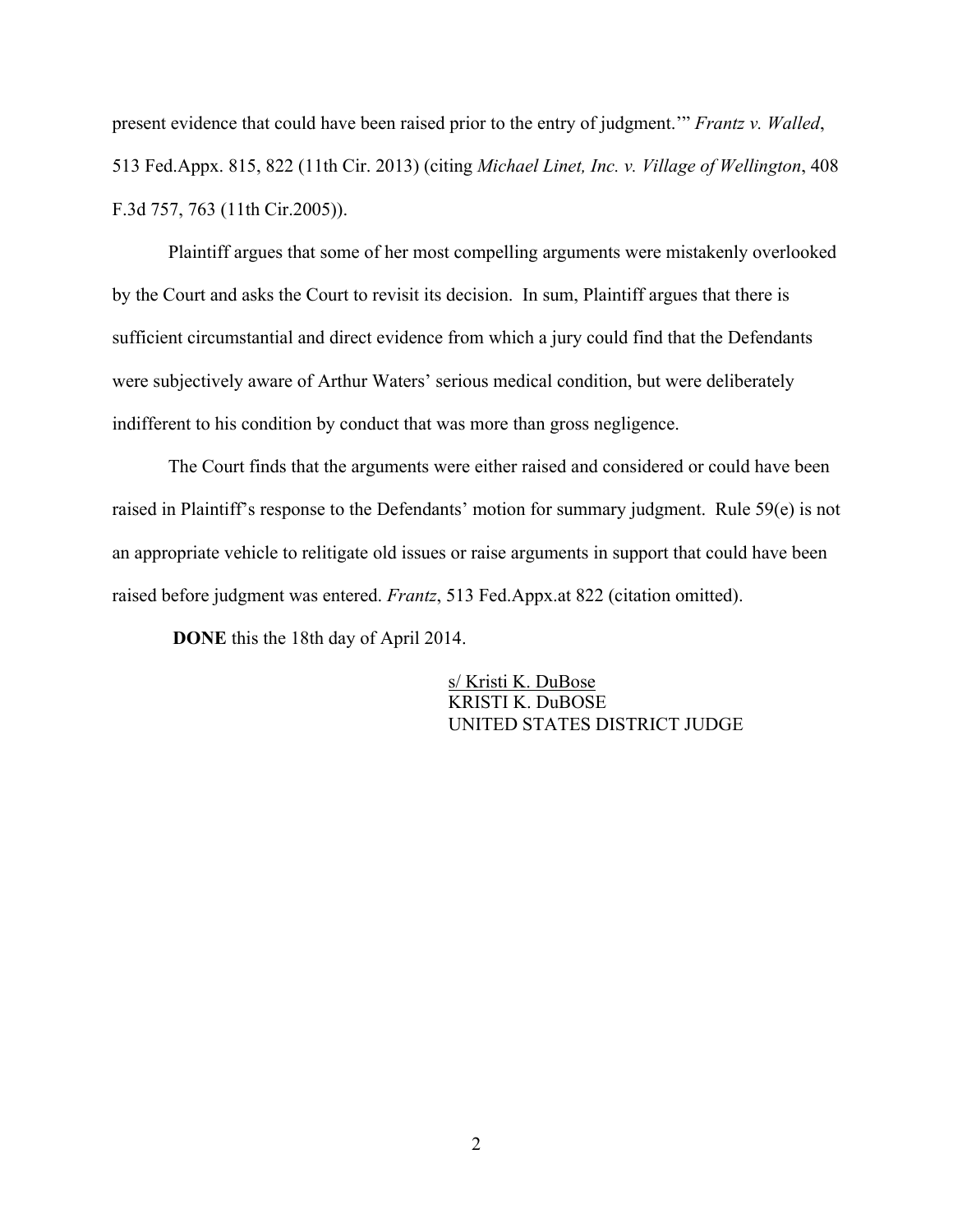present evidence that could have been raised prior to the entry of judgment.'" *Frantz v. Walled*, 513 Fed.Appx. 815, 822 (11th Cir. 2013) (citing *Michael Linet, Inc. v. Village of Wellington*, 408 F.3d 757, 763 (11th Cir.2005)).

Plaintiff argues that some of her most compelling arguments were mistakenly overlooked by the Court and asks the Court to revisit its decision. In sum, Plaintiff argues that there is sufficient circumstantial and direct evidence from which a jury could find that the Defendants were subjectively aware of Arthur Waters' serious medical condition, but were deliberately indifferent to his condition by conduct that was more than gross negligence.

The Court finds that the arguments were either raised and considered or could have been raised in Plaintiff's response to the Defendants' motion for summary judgment. Rule 59(e) is not an appropriate vehicle to relitigate old issues or raise arguments in support that could have been raised before judgment was entered. *Frantz*, 513 Fed.Appx.at 822 (citation omitted).

**DONE** this the 18th day of April 2014.

s/ Kristi K. DuBose
KRISTI K. DuBOSE
UNITED STATES DISTRICT JUDGE